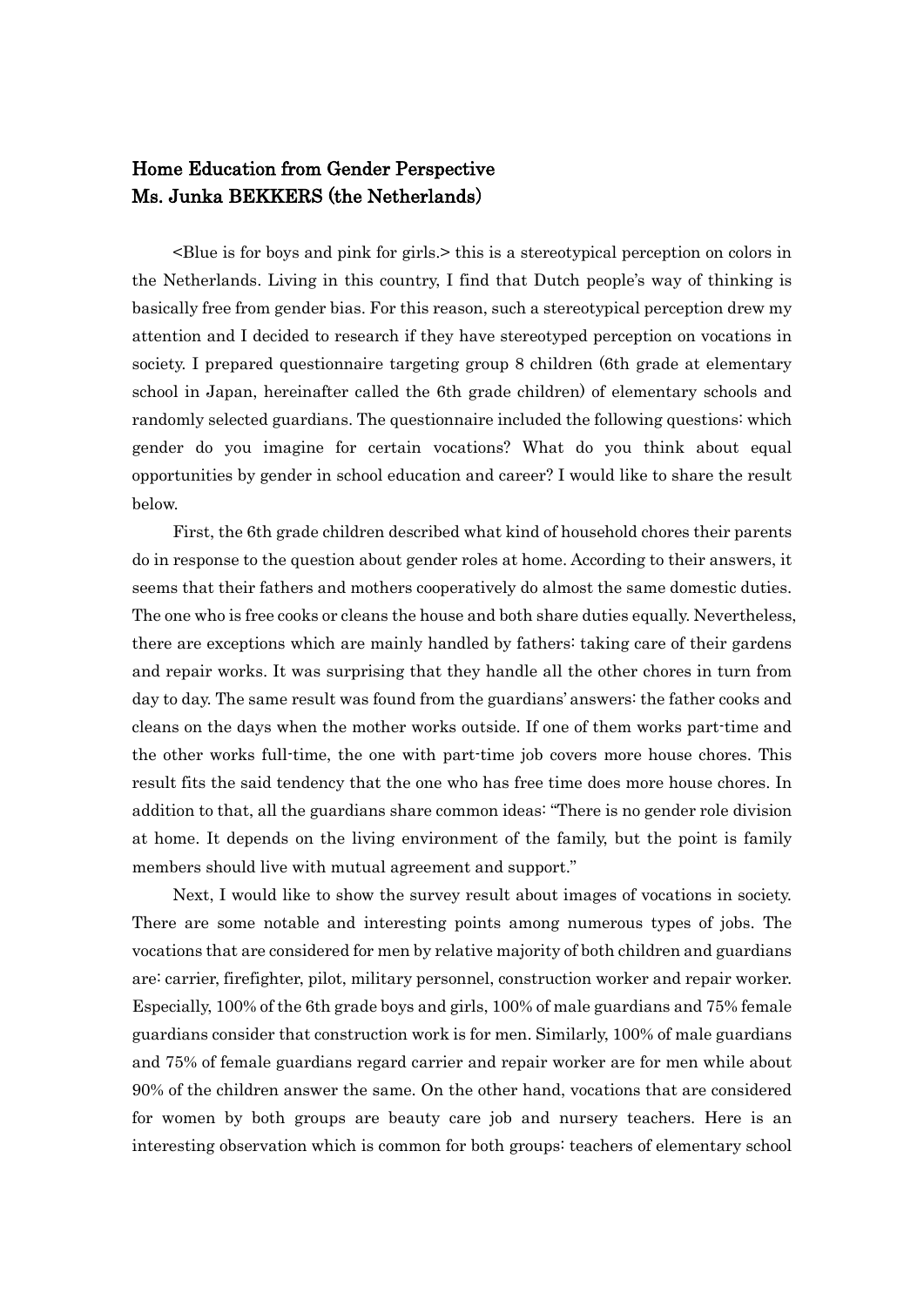# Home Education from Gender Perspective
# Ms. Junka BEKKERS (the Netherlands)

<Blue is for boys and pink for girls.> this is a stereotypical perception on colors in the Netherlands. Living in this country, I find that Dutch people's way of thinking is basically free from gender bias. For this reason, such a stereotypical perception drew my attention and I decided to research if they have stereotyped perception on vocations in society. I prepared questionnaire targeting group 8 children (6th grade at elementary school in Japan, hereinafter called the 6th grade children) of elementary schools and randomly selected guardians. The questionnaire included the following questions: which gender do you imagine for certain vocations? What do you think about equal opportunities by gender in school education and career? I would like to share the result below.

First, the 6th grade children described what kind of household chores their parents do in response to the question about gender roles at home. According to their answers, it seems that their fathers and mothers cooperatively do almost the same domestic duties. The one who is free cooks or cleans the house and both share duties equally. Nevertheless, there are exceptions which are mainly handled by fathers: taking care of their gardens and repair works. It was surprising that they handle all the other chores in turn from day to day. The same result was found from the guardians' answers: the father cooks and cleans on the days when the mother works outside. If one of them works part-time and the other works full-time, the one with part-time job covers more house chores. This result fits the said tendency that the one who has free time does more house chores. In addition to that, all the guardians share common ideas: "There is no gender role division at home. It depends on the living environment of the family, but the point is family members should live with mutual agreement and support."

Next, I would like to show the survey result about images of vocations in society. There are some notable and interesting points among numerous types of jobs. The vocations that are considered for men by relative majority of both children and guardians are: carrier, firefighter, pilot, military personnel, construction worker and repair worker. Especially, 100% of the 6th grade boys and girls, 100% of male guardians and 75% female guardians consider that construction work is for men. Similarly, 100% of male guardians and 75% of female guardians regard carrier and repair worker are for men while about 90% of the children answer the same. On the other hand, vocations that are considered for women by both groups are beauty care job and nursery teachers. Here is an interesting observation which is common for both groups: teachers of elementary school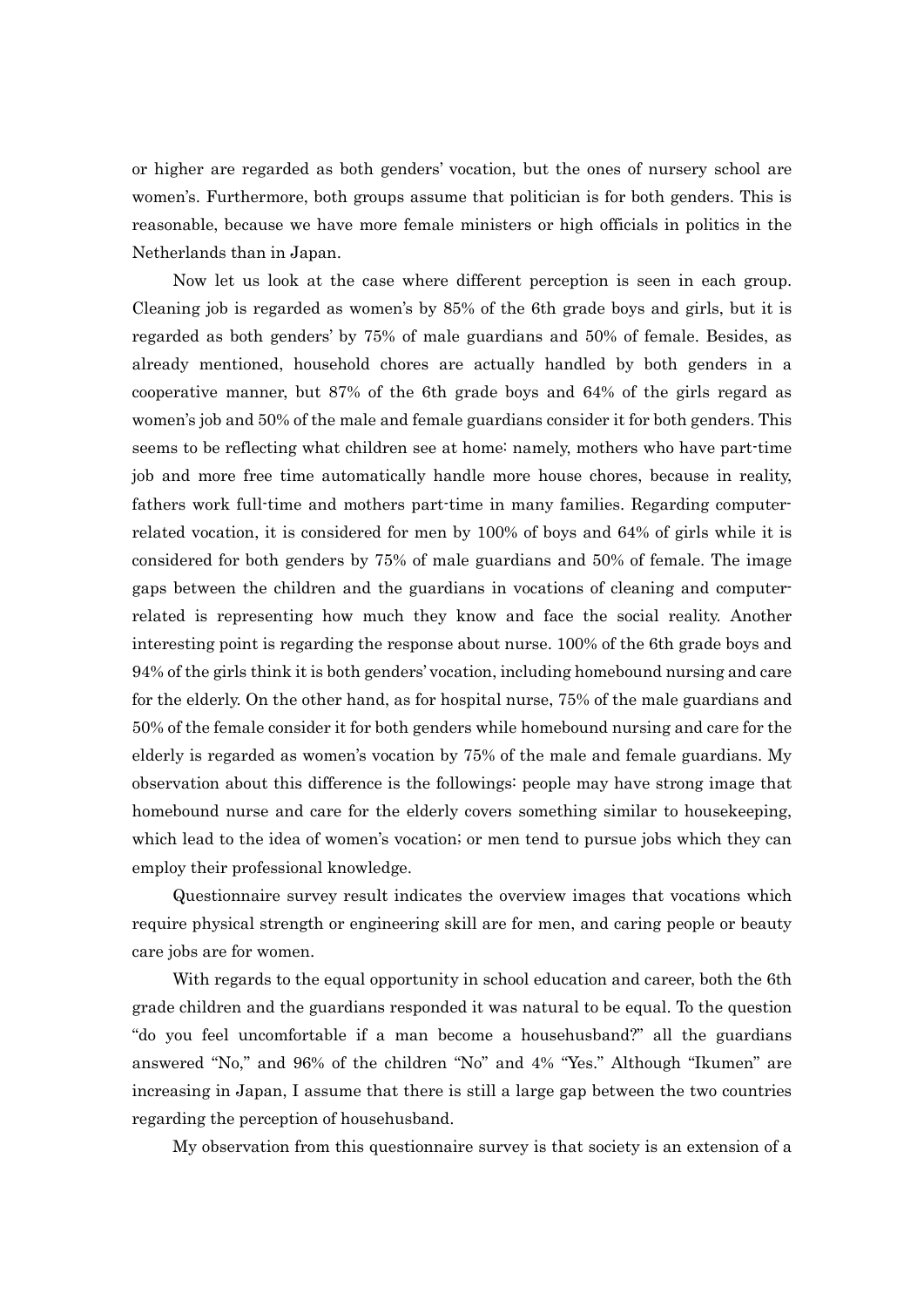or higher are regarded as both genders' vocation, but the ones of nursery school are women's. Furthermore, both groups assume that politician is for both genders. This is reasonable, because we have more female ministers or high officials in politics in the Netherlands than in Japan.

Now let us look at the case where different perception is seen in each group. Cleaning job is regarded as women's by 85% of the 6th grade boys and girls, but it is regarded as both genders' by 75% of male guardians and 50% of female. Besides, as already mentioned, household chores are actually handled by both genders in a cooperative manner, but 87% of the 6th grade boys and 64% of the girls regard as women's job and 50% of the male and female guardians consider it for both genders. This seems to be reflecting what children see at home: namely, mothers who have part-time job and more free time automatically handle more house chores, because in reality, fathers work full-time and mothers part-time in many families. Regarding computer-related vocation, it is considered for men by 100% of boys and 64% of girls while it is considered for both genders by 75% of male guardians and 50% of female. The image gaps between the children and the guardians in vocations of cleaning and computer-related is representing how much they know and face the social reality. Another interesting point is regarding the response about nurse. 100% of the 6th grade boys and 94% of the girls think it is both genders' vocation, including homebound nursing and care for the elderly. On the other hand, as for hospital nurse, 75% of the male guardians and 50% of the female consider it for both genders while homebound nursing and care for the elderly is regarded as women's vocation by 75% of the male and female guardians. My observation about this difference is the followings: people may have strong image that homebound nurse and care for the elderly covers something similar to housekeeping, which lead to the idea of women's vocation; or men tend to pursue jobs which they can employ their professional knowledge.

Questionnaire survey result indicates the overview images that vocations which require physical strength or engineering skill are for men, and caring people or beauty care jobs are for women.

With regards to the equal opportunity in school education and career, both the 6th grade children and the guardians responded it was natural to be equal. To the question "do you feel uncomfortable if a man become a househusband?" all the guardians answered "No," and 96% of the children "No" and 4% "Yes." Although "Ikumen" are increasing in Japan, I assume that there is still a large gap between the two countries regarding the perception of househusband.

My observation from this questionnaire survey is that society is an extension of a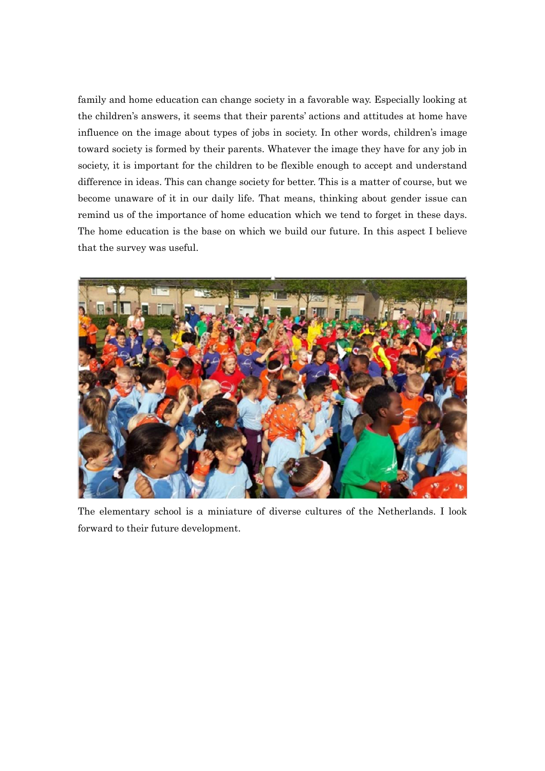family and home education can change society in a favorable way. Especially looking at the children's answers, it seems that their parents' actions and attitudes at home have influence on the image about types of jobs in society. In other words, children's image toward society is formed by their parents. Whatever the image they have for any job in society, it is important for the children to be flexible enough to accept and understand difference in ideas. This can change society for better. This is a matter of course, but we become unaware of it in our daily life. That means, thinking about gender issue can remind us of the importance of home education which we tend to forget in these days. The home education is the base on which we build our future. In this aspect I believe that the survey was useful.

The elementary school is a miniature of diverse cultures of the Netherlands. I look forward to their future development.